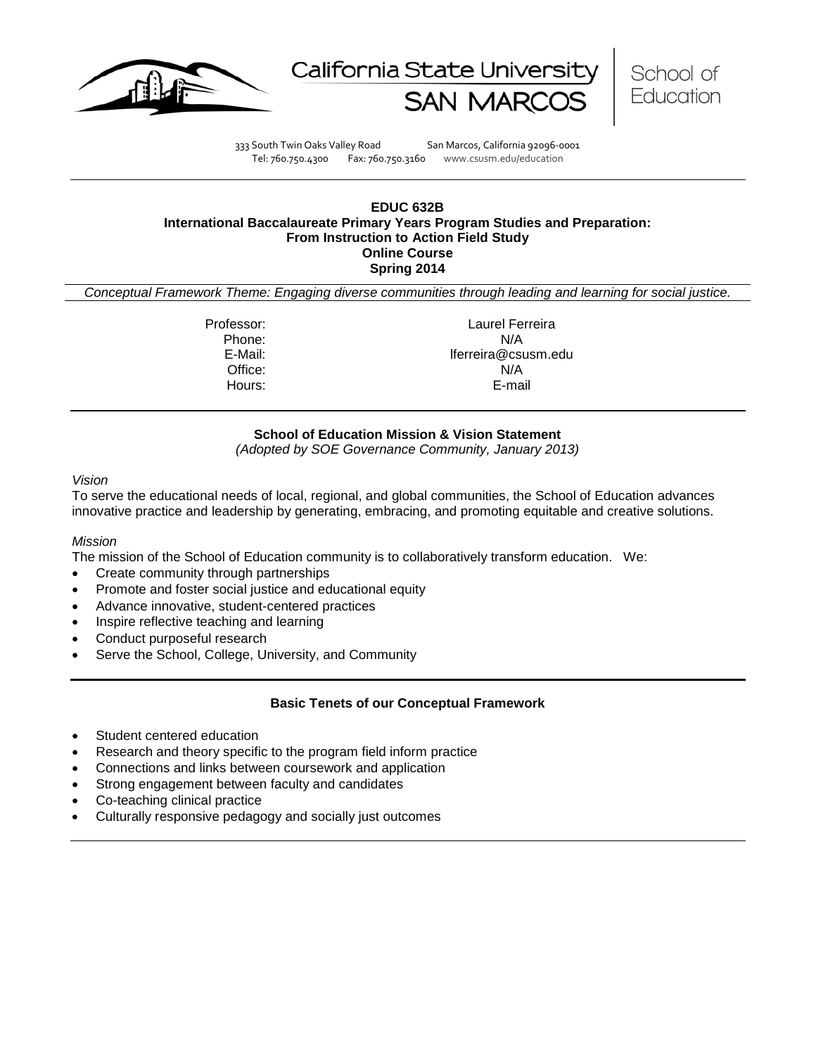California State University SAN MARCOS | School of Education

333 South Twin Oaks Valley Road San Marcos, California 92096-0001
Tel: 760.750.4300 Fax: 760.750.3160 www.csusm.edu/education

**EDUC 632B**
**International Baccalaureate Primary Years Program Studies and Preparation:**
**From Instruction to Action Field Study**
**Online Course**
**Spring 2014**

*Conceptual Framework Theme: Engaging diverse communities through leading and learning for social justice.*

| | |
|---|---|
| Professor: | Laurel Ferreira |
| Phone: | N/A |
| E-Mail: | lferreira@csusm.edu |
| Office: | N/A |
| Hours: | E-mail |

## School of Education Mission & Vision Statement

*(Adopted by SOE Governance Community, January 2013)*

*Vision*

To serve the educational needs of local, regional, and global communities, the School of Education advances innovative practice and leadership by generating, embracing, and promoting equitable and creative solutions.

*Mission*

The mission of the School of Education community is to collaboratively transform education. We:

- Create community through partnerships
- Promote and foster social justice and educational equity
- Advance innovative, student-centered practices
- Inspire reflective teaching and learning
- Conduct purposeful research
- Serve the School, College, University, and Community

## Basic Tenets of our Conceptual Framework

- Student centered education
- Research and theory specific to the program field inform practice
- Connections and links between coursework and application
- Strong engagement between faculty and candidates
- Co-teaching clinical practice
- Culturally responsive pedagogy and socially just outcomes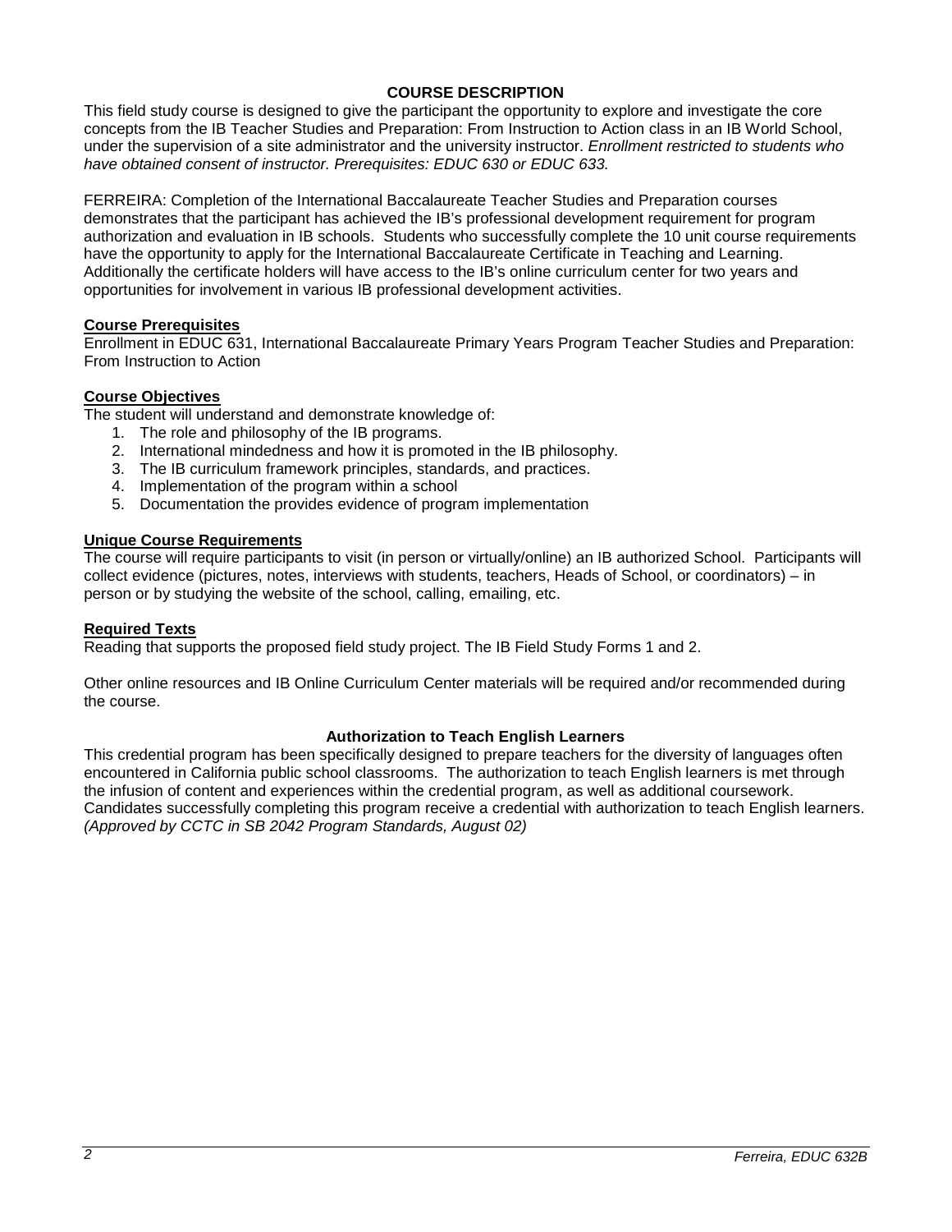## COURSE DESCRIPTION

This field study course is designed to give the participant the opportunity to explore and investigate the core concepts from the IB Teacher Studies and Preparation: From Instruction to Action class in an IB World School, under the supervision of a site administrator and the university instructor. *Enrollment restricted to students who have obtained consent of instructor. Prerequisites: EDUC 630 or EDUC 633.*

FERREIRA: Completion of the International Baccalaureate Teacher Studies and Preparation courses demonstrates that the participant has achieved the IB's professional development requirement for program authorization and evaluation in IB schools. Students who successfully complete the 10 unit course requirements have the opportunity to apply for the International Baccalaureate Certificate in Teaching and Learning. Additionally the certificate holders will have access to the IB's online curriculum center for two years and opportunities for involvement in various IB professional development activities.

### Course Prerequisites

Enrollment in EDUC 631, International Baccalaureate Primary Years Program Teacher Studies and Preparation: From Instruction to Action

### Course Objectives

The student will understand and demonstrate knowledge of:

1. The role and philosophy of the IB programs.
2. International mindedness and how it is promoted in the IB philosophy.
3. The IB curriculum framework principles, standards, and practices.
4. Implementation of the program within a school
5. Documentation the provides evidence of program implementation

### Unique Course Requirements

The course will require participants to visit (in person or virtually/online) an IB authorized School. Participants will collect evidence (pictures, notes, interviews with students, teachers, Heads of School, or coordinators) – in person or by studying the website of the school, calling, emailing, etc.

### Required Texts

Reading that supports the proposed field study project. The IB Field Study Forms 1 and 2.

Other online resources and IB Online Curriculum Center materials will be required and/or recommended during the course.

## Authorization to Teach English Learners

This credential program has been specifically designed to prepare teachers for the diversity of languages often encountered in California public school classrooms. The authorization to teach English learners is met through the infusion of content and experiences within the credential program, as well as additional coursework. Candidates successfully completing this program receive a credential with authorization to teach English learners. *(Approved by CCTC in SB 2042 Program Standards, August 02)*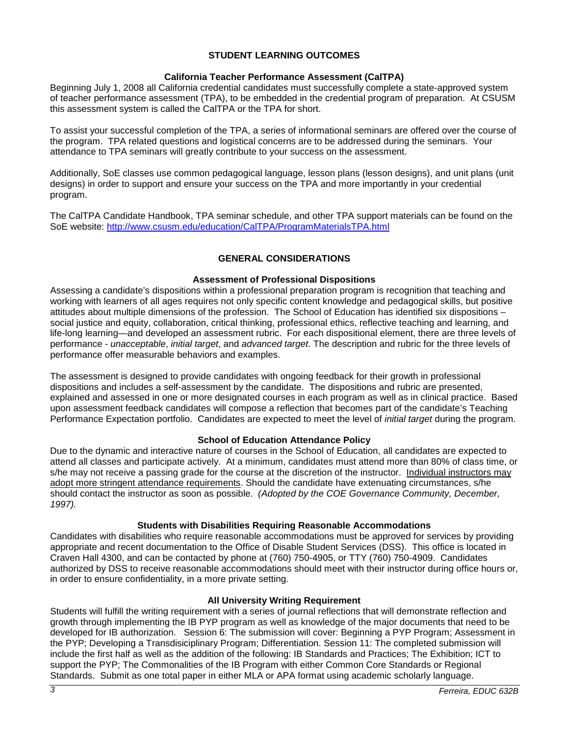## STUDENT LEARNING OUTCOMES

### California Teacher Performance Assessment (CalTPA)

Beginning July 1, 2008 all California credential candidates must successfully complete a state-approved system of teacher performance assessment (TPA), to be embedded in the credential program of preparation. At CSUSM this assessment system is called the CalTPA or the TPA for short.

To assist your successful completion of the TPA, a series of informational seminars are offered over the course of the program. TPA related questions and logistical concerns are to be addressed during the seminars. Your attendance to TPA seminars will greatly contribute to your success on the assessment.

Additionally, SoE classes use common pedagogical language, lesson plans (lesson designs), and unit plans (unit designs) in order to support and ensure your success on the TPA and more importantly in your credential program.

The CalTPA Candidate Handbook, TPA seminar schedule, and other TPA support materials can be found on the SoE website: [http://www.csusm.edu/education/CalTPA/ProgramMaterialsTPA.html](http://www.csusm.edu/education/CalTPA/ProgramMaterialsTPA.html)

## GENERAL CONSIDERATIONS

### Assessment of Professional Dispositions

Assessing a candidate's dispositions within a professional preparation program is recognition that teaching and working with learners of all ages requires not only specific content knowledge and pedagogical skills, but positive attitudes about multiple dimensions of the profession. The School of Education has identified six dispositions – social justice and equity, collaboration, critical thinking, professional ethics, reflective teaching and learning, and life-long learning—and developed an assessment rubric. For each dispositional element, there are three levels of performance - *unacceptable*, *initial target*, and *advanced target*. The description and rubric for the three levels of performance offer measurable behaviors and examples.

The assessment is designed to provide candidates with ongoing feedback for their growth in professional dispositions and includes a self-assessment by the candidate. The dispositions and rubric are presented, explained and assessed in one or more designated courses in each program as well as in clinical practice. Based upon assessment feedback candidates will compose a reflection that becomes part of the candidate's Teaching Performance Expectation portfolio. Candidates are expected to meet the level of *initial target* during the program.

### School of Education Attendance Policy

Due to the dynamic and interactive nature of courses in the School of Education, all candidates are expected to attend all classes and participate actively. At a minimum, candidates must attend more than 80% of class time, or s/he may not receive a passing grade for the course at the discretion of the instructor. <u>Individual instructors may adopt more stringent attendance requirements</u>. Should the candidate have extenuating circumstances, s/he should contact the instructor as soon as possible. *(Adopted by the COE Governance Community, December, 1997).*

### Students with Disabilities Requiring Reasonable Accommodations

Candidates with disabilities who require reasonable accommodations must be approved for services by providing appropriate and recent documentation to the Office of Disable Student Services (DSS). This office is located in Craven Hall 4300, and can be contacted by phone at (760) 750-4905, or TTY (760) 750-4909. Candidates authorized by DSS to receive reasonable accommodations should meet with their instructor during office hours or, in order to ensure confidentiality, in a more private setting.

### All University Writing Requirement

Students will fulfill the writing requirement with a series of journal reflections that will demonstrate reflection and growth through implementing the IB PYP program as well as knowledge of the major documents that need to be developed for IB authorization. Session 6: The submission will cover: Beginning a PYP Program; Assessment in the PYP; Developing a Transdisiciplinary Program; Differentiation. Session 11: The completed submission will include the first half as well as the addition of the following: IB Standards and Practices; The Exhibition; ICT to support the PYP; The Commonalities of the IB Program with either Common Core Standards or Regional Standards. Submit as one total paper in either MLA or APA format using academic scholarly language.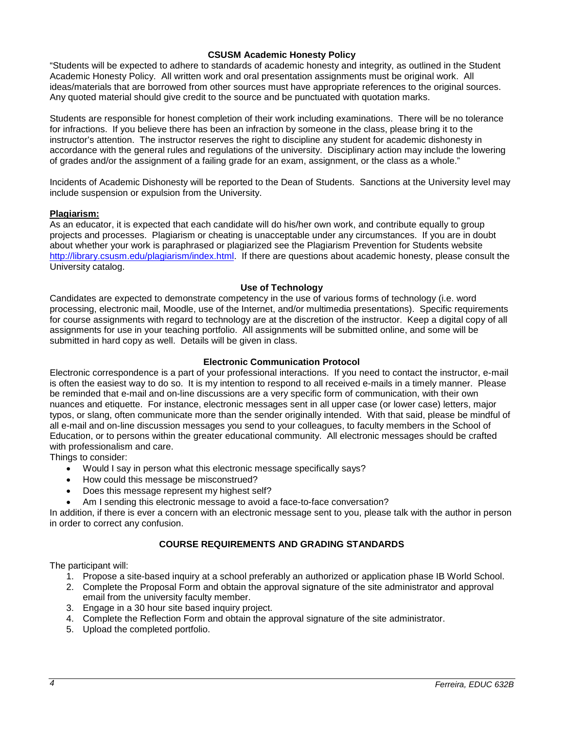## CSUSM Academic Honesty Policy

"Students will be expected to adhere to standards of academic honesty and integrity, as outlined in the Student Academic Honesty Policy. All written work and oral presentation assignments must be original work. All ideas/materials that are borrowed from other sources must have appropriate references to the original sources. Any quoted material should give credit to the source and be punctuated with quotation marks.

Students are responsible for honest completion of their work including examinations. There will be no tolerance for infractions. If you believe there has been an infraction by someone in the class, please bring it to the instructor's attention. The instructor reserves the right to discipline any student for academic dishonesty in accordance with the general rules and regulations of the university. Disciplinary action may include the lowering of grades and/or the assignment of a failing grade for an exam, assignment, or the class as a whole."

Incidents of Academic Dishonesty will be reported to the Dean of Students. Sanctions at the University level may include suspension or expulsion from the University.

**Plagiarism:**

As an educator, it is expected that each candidate will do his/her own work, and contribute equally to group projects and processes. Plagiarism or cheating is unacceptable under any circumstances. If you are in doubt about whether your work is paraphrased or plagiarized see the Plagiarism Prevention for Students website http://library.csusm.edu/plagiarism/index.html. If there are questions about academic honesty, please consult the University catalog.

## Use of Technology

Candidates are expected to demonstrate competency in the use of various forms of technology (i.e. word processing, electronic mail, Moodle, use of the Internet, and/or multimedia presentations). Specific requirements for course assignments with regard to technology are at the discretion of the instructor. Keep a digital copy of all assignments for use in your teaching portfolio. All assignments will be submitted online, and some will be submitted in hard copy as well. Details will be given in class.

## Electronic Communication Protocol

Electronic correspondence is a part of your professional interactions. If you need to contact the instructor, e-mail is often the easiest way to do so. It is my intention to respond to all received e-mails in a timely manner. Please be reminded that e-mail and on-line discussions are a very specific form of communication, with their own nuances and etiquette. For instance, electronic messages sent in all upper case (or lower case) letters, major typos, or slang, often communicate more than the sender originally intended. With that said, please be mindful of all e-mail and on-line discussion messages you send to your colleagues, to faculty members in the School of Education, or to persons within the greater educational community. All electronic messages should be crafted with professionalism and care.

Things to consider:

- Would I say in person what this electronic message specifically says?
- How could this message be misconstrued?
- Does this message represent my highest self?
- Am I sending this electronic message to avoid a face-to-face conversation?

In addition, if there is ever a concern with an electronic message sent to you, please talk with the author in person in order to correct any confusion.

## COURSE REQUIREMENTS AND GRADING STANDARDS

The participant will:

1. Propose a site-based inquiry at a school preferably an authorized or application phase IB World School.
2. Complete the Proposal Form and obtain the approval signature of the site administrator and approval email from the university faculty member.
3. Engage in a 30 hour site based inquiry project.
4. Complete the Reflection Form and obtain the approval signature of the site administrator.
5. Upload the completed portfolio.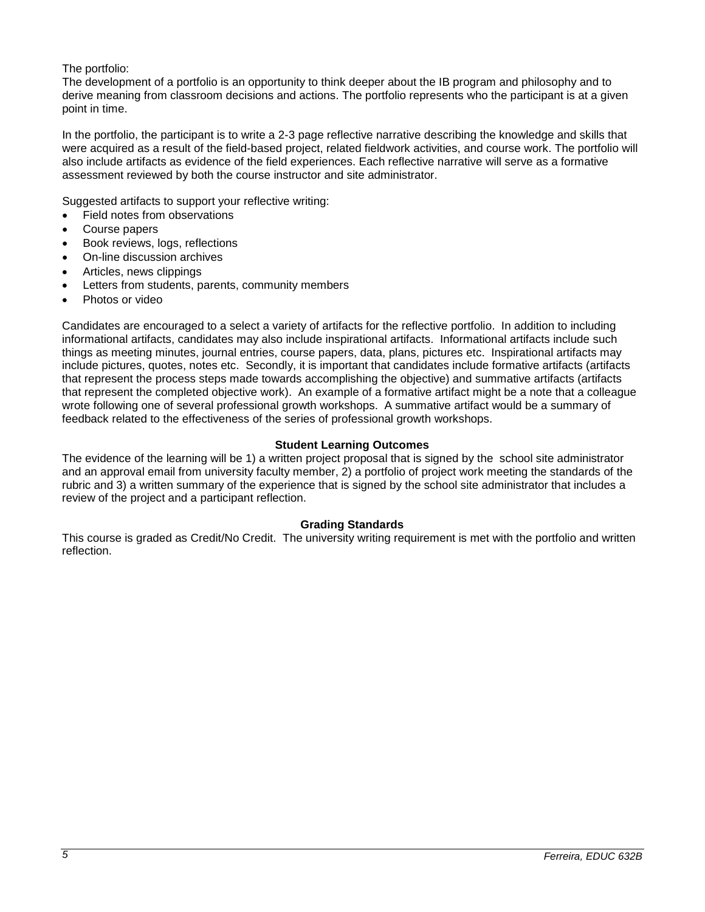The portfolio:

The development of a portfolio is an opportunity to think deeper about the IB program and philosophy and to derive meaning from classroom decisions and actions. The portfolio represents who the participant is at a given point in time.

In the portfolio, the participant is to write a 2-3 page reflective narrative describing the knowledge and skills that were acquired as a result of the field-based project, related fieldwork activities, and course work. The portfolio will also include artifacts as evidence of the field experiences. Each reflective narrative will serve as a formative assessment reviewed by both the course instructor and site administrator.

Suggested artifacts to support your reflective writing:

- Field notes from observations
- Course papers
- Book reviews, logs, reflections
- On-line discussion archives
- Articles, news clippings
- Letters from students, parents, community members
- Photos or video

Candidates are encouraged to a select a variety of artifacts for the reflective portfolio. In addition to including informational artifacts, candidates may also include inspirational artifacts. Informational artifacts include such things as meeting minutes, journal entries, course papers, data, plans, pictures etc. Inspirational artifacts may include pictures, quotes, notes etc. Secondly, it is important that candidates include formative artifacts (artifacts that represent the process steps made towards accomplishing the objective) and summative artifacts (artifacts that represent the completed objective work). An example of a formative artifact might be a note that a colleague wrote following one of several professional growth workshops. A summative artifact would be a summary of feedback related to the effectiveness of the series of professional growth workshops.

**Student Learning Outcomes**

The evidence of the learning will be 1) a written project proposal that is signed by the school site administrator and an approval email from university faculty member, 2) a portfolio of project work meeting the standards of the rubric and 3) a written summary of the experience that is signed by the school site administrator that includes a review of the project and a participant reflection.

**Grading Standards**

This course is graded as Credit/No Credit. The university writing requirement is met with the portfolio and written reflection.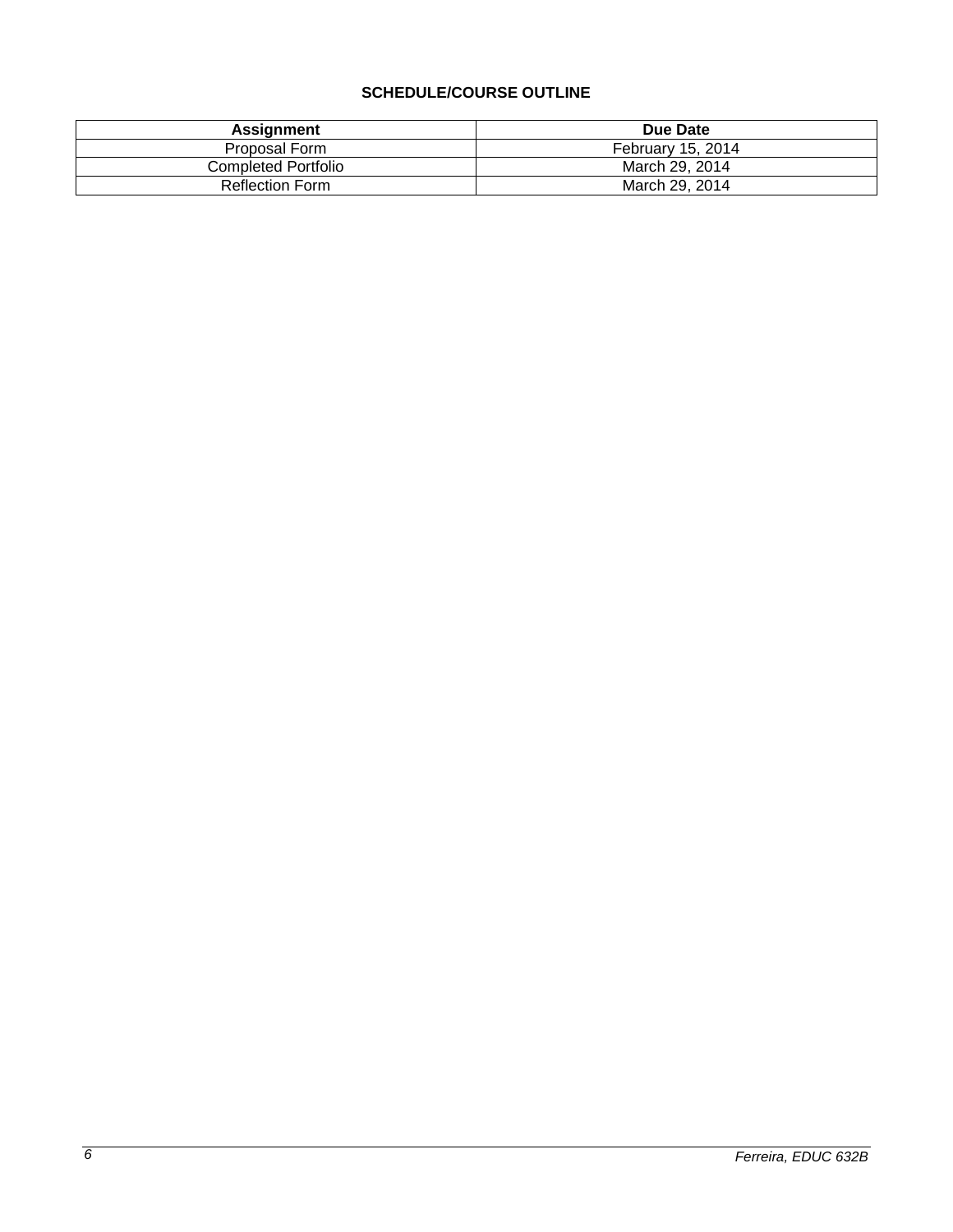## SCHEDULE/COURSE OUTLINE

| Assignment | Due Date |
|---|---|
| Proposal Form | February 15, 2014 |
| Completed Portfolio | March 29, 2014 |
| Reflection Form | March 29, 2014 |